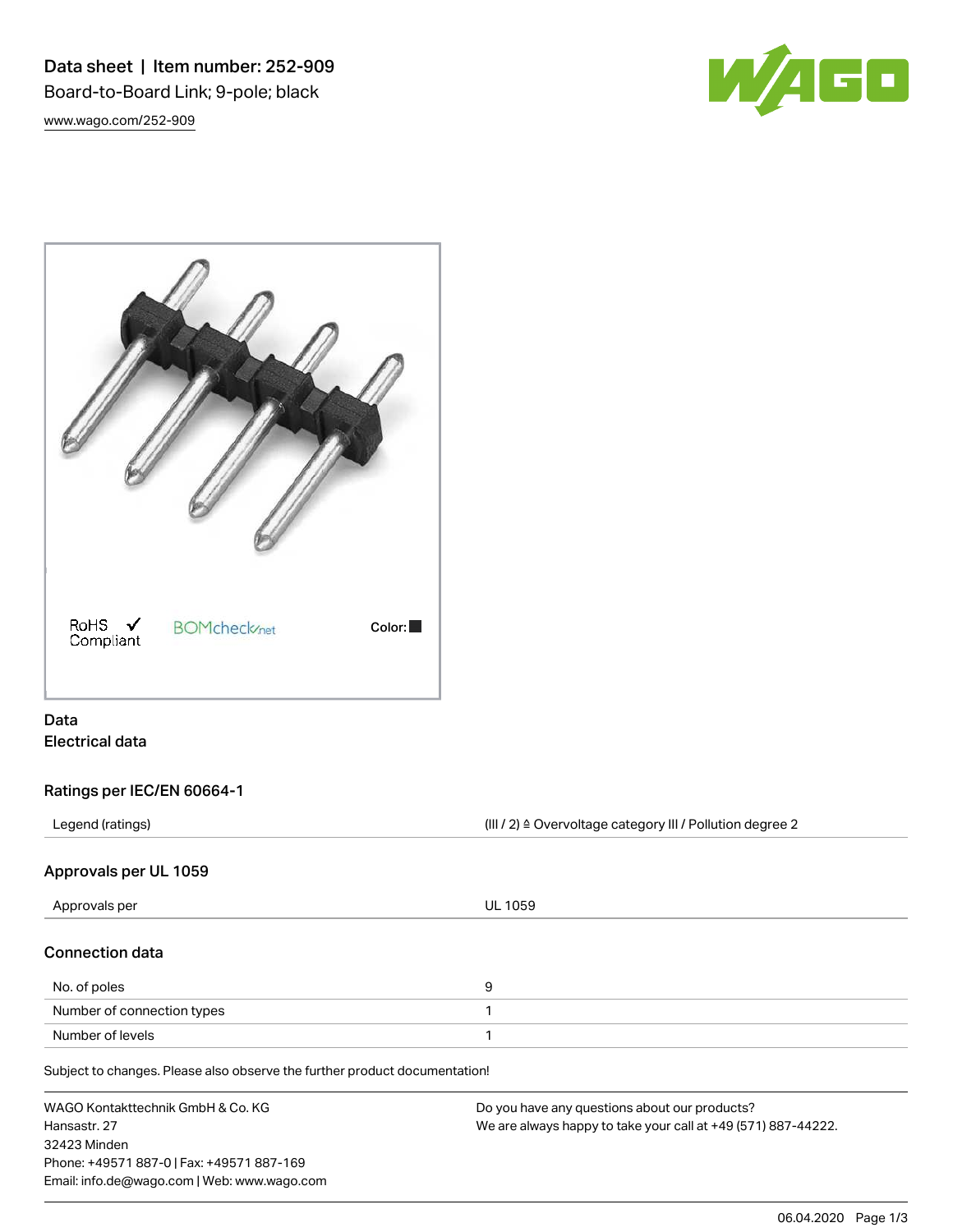# Data sheet | Item number: 252-909

Board-to-Board Link; 9-pole; black

www.wago.com/252-909

RoHS ✓ Compliant   BOMcheck.net   Color: ■

## Data

### Electrical data

#### Ratings per IEC/EN 60664-1

| | |
|---|---|
| Legend (ratings) | (III / 2) ≙ Overvoltage category III / Pollution degree 2 |

#### Approvals per UL 1059

| | |
|---|---|
| Approvals per | UL 1059 |

#### Connection data

| | |
|---|---|
| No. of poles | 9 |
| Number of connection types | 1 |
| Number of levels | 1 |

Subject to changes. Please also observe the further product documentation!

WAGO Kontakttechnik GmbH & Co. KG
Hansastr. 27
32423 Minden
Phone: +49571 887-0 | Fax: +49571 887-169
Email: info.de@wago.com | Web: www.wago.com

Do you have any questions about our products?
We are always happy to take your call at +49 (571) 887-44222.

06.04.2020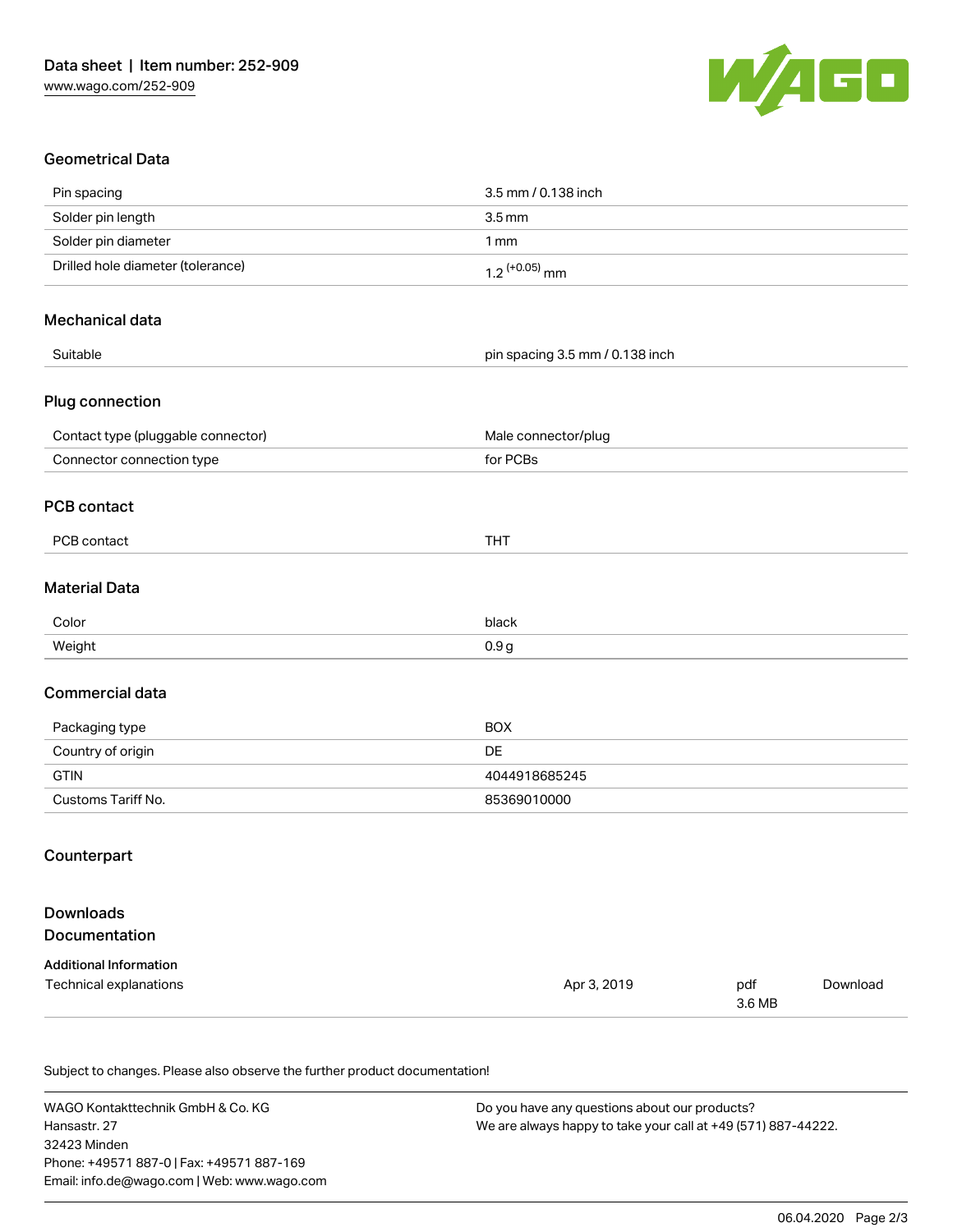## Geometrical Data

| | |
|---|---|
| Pin spacing | 3.5 mm / 0.138 inch |
| Solder pin length | 3.5 mm |
| Solder pin diameter | 1 mm |
| Drilled hole diameter (tolerance) | $1.2^{(+0.05)}$ mm |

## Mechanical data

| | |
|---|---|
| Suitable | pin spacing 3.5 mm / 0.138 inch |

## Plug connection

| | |
|---|---|
| Contact type (pluggable connector) | Male connector/plug |
| Connector connection type | for PCBs |

## PCB contact

| | |
|---|---|
| PCB contact | THT |

## Material Data

| | |
|---|---|
| Color | black |
| Weight | 0.9 g |

## Commercial data

| | |
|---|---|
| Packaging type | BOX |
| Country of origin | DE |
| GTIN | 4044918685245 |
| Customs Tariff No. | 85369010000 |

## Counterpart

## Downloads

## Documentation

**Additional Information**

| | | | |
|---|---|---|---|
| Technical explanations | Apr 3, 2019 | pdf 3.6 MB | Download |

Subject to changes. Please also observe the further product documentation!

WAGO Kontakttechnik GmbH & Co. KG
Hansastr. 27
32423 Minden
Phone: +49571 887-0 | Fax: +49571 887-169
Email: info.de@wago.com | Web: www.wago.com

Do you have any questions about our products?
We are always happy to take your call at +49 (571) 887-44222.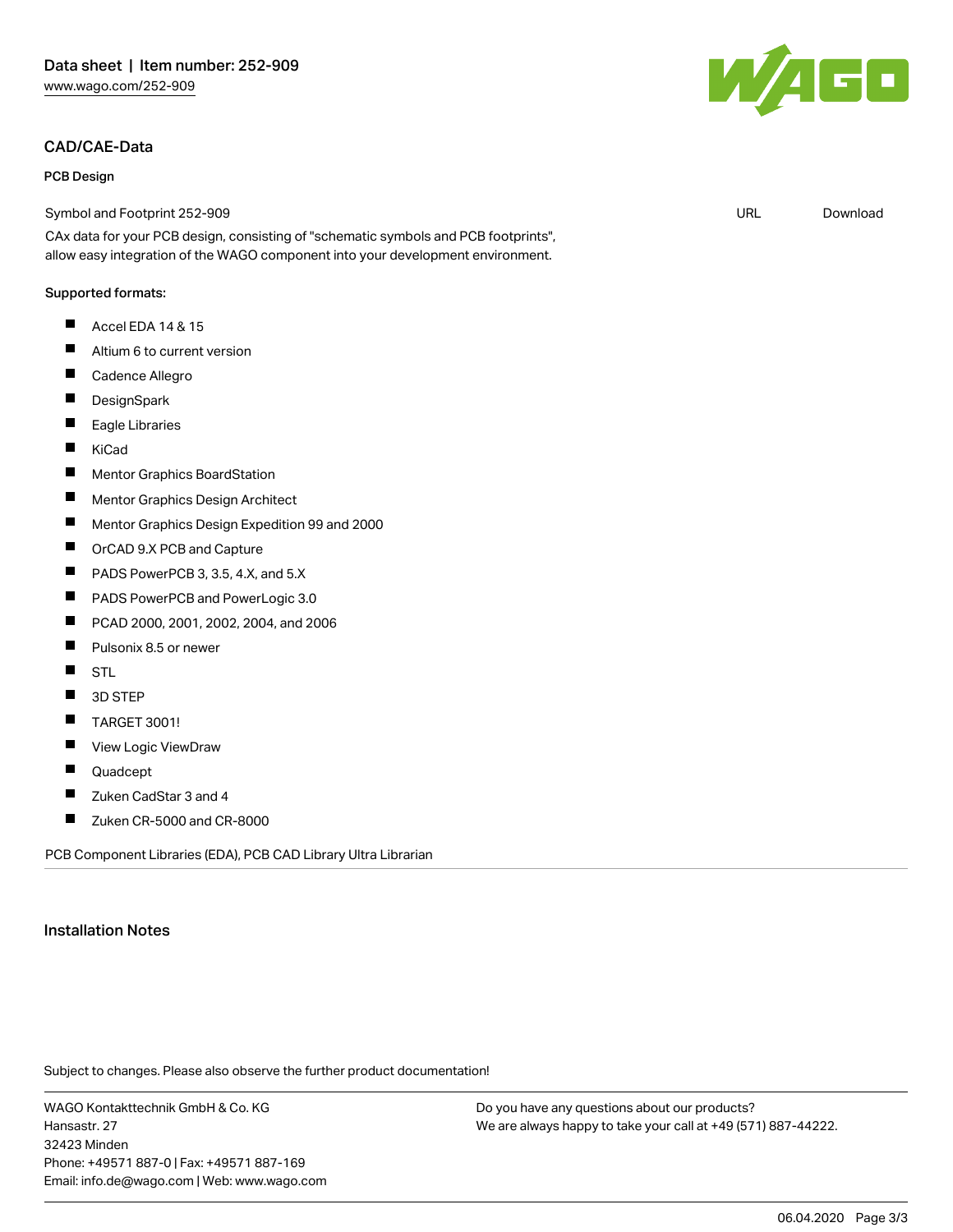## CAD/CAE-Data

### PCB Design

| | | |
|---|---|---|
| Symbol and Footprint 252-909 | URL | Download |

CAx data for your PCB design, consisting of "schematic symbols and PCB footprints", allow easy integration of the WAGO component into your development environment.

Supported formats:

- Accel EDA 14 & 15
- Altium 6 to current version
- Cadence Allegro
- DesignSpark
- Eagle Libraries
- KiCad
- Mentor Graphics BoardStation
- Mentor Graphics Design Architect
- Mentor Graphics Design Expedition 99 and 2000
- OrCAD 9.X PCB and Capture
- PADS PowerPCB 3, 3.5, 4.X, and 5.X
- PADS PowerPCB and PowerLogic 3.0
- PCAD 2000, 2001, 2002, 2004, and 2006
- Pulsonix 8.5 or newer
- STL
- 3D STEP
- TARGET 3001!
- View Logic ViewDraw
- Quadcept
- Zuken CadStar 3 and 4
- Zuken CR-5000 and CR-8000

PCB Component Libraries (EDA), PCB CAD Library Ultra Librarian

## Installation Notes

Subject to changes. Please also observe the further product documentation!

WAGO Kontakttechnik GmbH & Co. KG
Hansastr. 27
32423 Minden
Phone: +49571 887-0 | Fax: +49571 887-169
Email: info.de@wago.com | Web: www.wago.com

Do you have any questions about our products?
We are always happy to take your call at +49 (571) 887-44222.